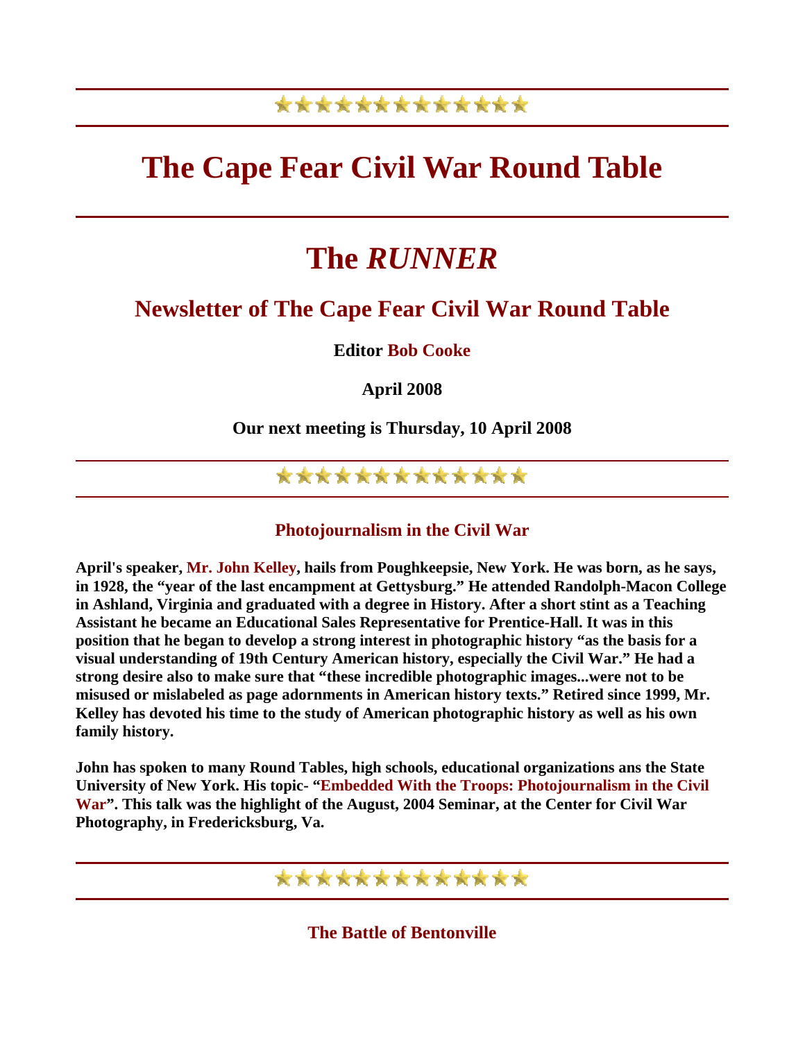★★★★★★★★★★★★★

# The Cape Fear Civil War Round Table

# The *RUNNER*

## Newsletter of The Cape Fear Civil War Round Table

**Editor Bob Cooke**

**April 2008**

**Our next meeting is Thursday, 10 April 2008**

★★★★★★★★★★★★★

### Photojournalism in the Civil War

**April's speaker, Mr. John Kelley, hails from Poughkeepsie, New York. He was born, as he says, in 1928, the "year of the last encampment at Gettysburg." He attended Randolph-Macon College in Ashland, Virginia and graduated with a degree in History. After a short stint as a Teaching Assistant he became an Educational Sales Representative for Prentice-Hall. It was in this position that he began to develop a strong interest in photographic history "as the basis for a visual understanding of 19th Century American history, especially the Civil War." He had a strong desire also to make sure that "these incredible photographic images...were not to be misused or mislabeled as page adornments in American history texts." Retired since 1999, Mr. Kelley has devoted his time to the study of American photographic history as well as his own family history.**

**John has spoken to many Round Tables, high schools, educational organizations ans the State University of New York. His topic- "Embedded With the Troops: Photojournalism in the Civil War". This talk was the highlight of the August, 2004 Seminar, at the Center for Civil War Photography, in Fredericksburg, Va.**

★★★★★★★★★★★★★

### The Battle of Bentonville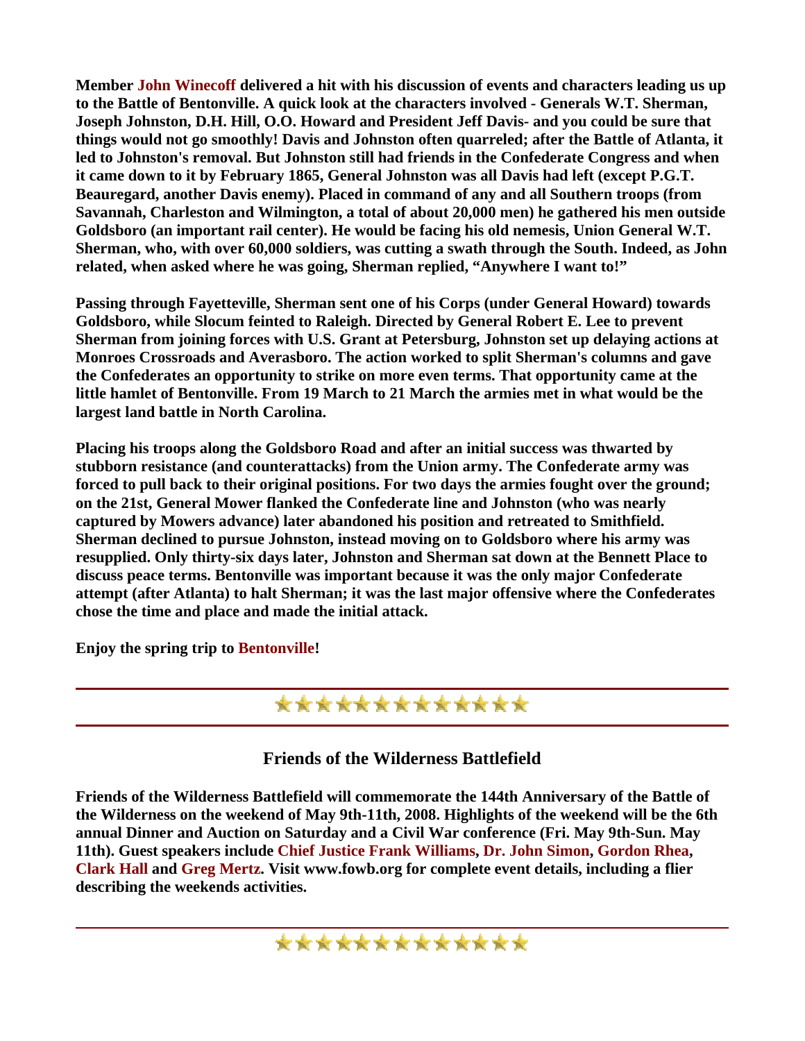**Member John Winecoff delivered a hit with his discussion of events and characters leading us up to the Battle of Bentonville. A quick look at the characters involved - Generals W.T. Sherman, Joseph Johnston, D.H. Hill, O.O. Howard and President Jeff Davis- and you could be sure that things would not go smoothly! Davis and Johnston often quarreled; after the Battle of Atlanta, it led to Johnston's removal. But Johnston still had friends in the Confederate Congress and when it came down to it by February 1865, General Johnston was all Davis had left (except P.G.T. Beauregard, another Davis enemy). Placed in command of any and all Southern troops (from Savannah, Charleston and Wilmington, a total of about 20,000 men) he gathered his men outside Goldsboro (an important rail center). He would be facing his old nemesis, Union General W.T. Sherman, who, with over 60,000 soldiers, was cutting a swath through the South. Indeed, as John related, when asked where he was going, Sherman replied, "Anywhere I want to!"**

**Passing through Fayetteville, Sherman sent one of his Corps (under General Howard) towards Goldsboro, while Slocum feinted to Raleigh. Directed by General Robert E. Lee to prevent Sherman from joining forces with U.S. Grant at Petersburg, Johnston set up delaying actions at Monroes Crossroads and Averasboro. The action worked to split Sherman's columns and gave the Confederates an opportunity to strike on more even terms. That opportunity came at the little hamlet of Bentonville. From 19 March to 21 March the armies met in what would be the largest land battle in North Carolina.**

**Placing his troops along the Goldsboro Road and after an initial success was thwarted by stubborn resistance (and counterattacks) from the Union army. The Confederate army was forced to pull back to their original positions. For two days the armies fought over the ground; on the 21st, General Mower flanked the Confederate line and Johnston (who was nearly captured by Mowers advance) later abandoned his position and retreated to Smithfield. Sherman declined to pursue Johnston, instead moving on to Goldsboro where his army was resupplied. Only thirty-six days later, Johnston and Sherman sat down at the Bennett Place to discuss peace terms. Bentonville was important because it was the only major Confederate attempt (after Atlanta) to halt Sherman; it was the last major offensive where the Confederates chose the time and place and made the initial attack.**

**Enjoy the spring trip to Bentonville!**

---

## Friends of the Wilderness Battlefield

**Friends of the Wilderness Battlefield will commemorate the 144th Anniversary of the Battle of the Wilderness on the weekend of May 9th-11th, 2008. Highlights of the weekend will be the 6th annual Dinner and Auction on Saturday and a Civil War conference (Fri. May 9th-Sun. May 11th). Guest speakers include Chief Justice Frank Williams, Dr. John Simon, Gordon Rhea, Clark Hall and Greg Mertz. Visit www.fowb.org for complete event details, including a flier describing the weekends activities.**

---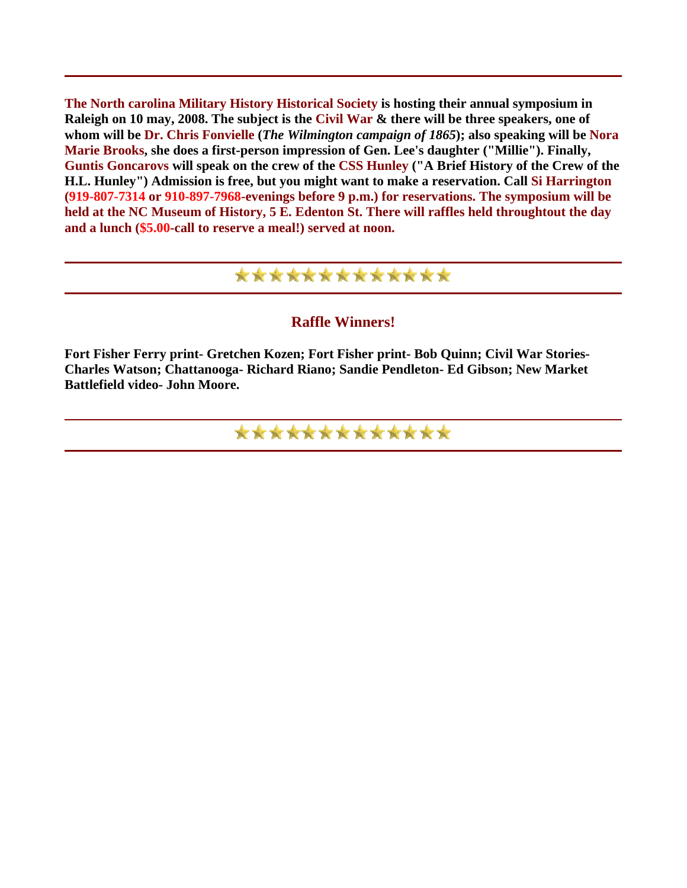---

**The North carolina Military History Historical Society is hosting their annual symposium in Raleigh on 10 may, 2008. The subject is the Civil War & there will be three speakers, one of whom will be Dr. Chris Fonvielle (*The Wilmington campaign of 1865*); also speaking will be Nora Marie Brooks, she does a first-person impression of Gen. Lee's daughter ("Millie"). Finally, Guntis Goncarovs will speak on the crew of the CSS Hunley ("A Brief History of the Crew of the H.L. Hunley") Admission is free, but you might want to make a reservation. Call Si Harrington (919-807-7314 or 910-897-7968-evenings before 9 p.m.) for reservations. The symposium will be held at the NC Museum of History, 5 E. Edenton St. There will raffles held throughtout the day and a lunch ($5.00-call to reserve a meal!) served at noon.**

---

## Raffle Winners!

**Fort Fisher Ferry print- Gretchen Kozen; Fort Fisher print- Bob Quinn; Civil War Stories- Charles Watson; Chattanooga- Richard Riano; Sandie Pendleton- Ed Gibson; New Market Battlefield video- John Moore.**

---